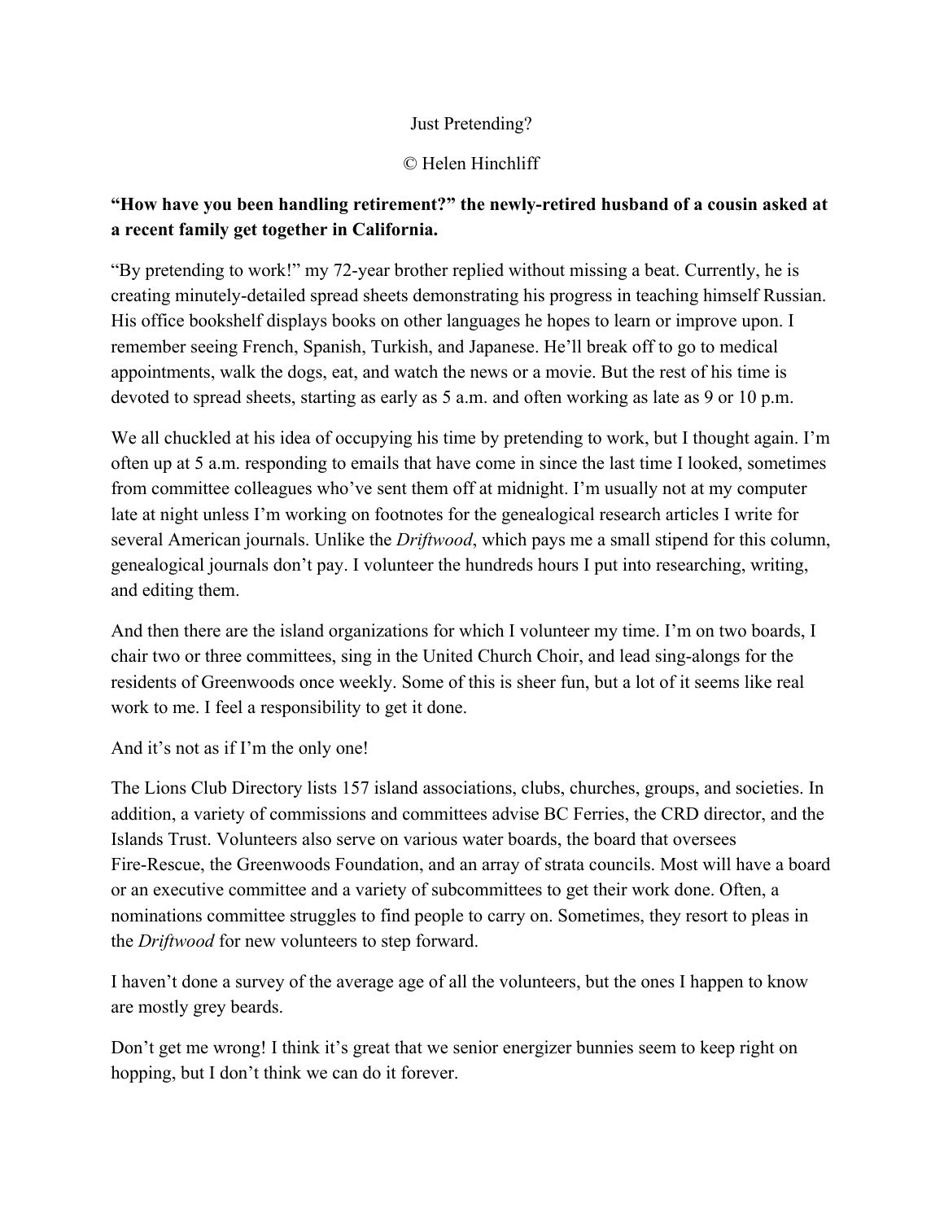# Just Pretending?

© Helen Hinchliff

**"How have you been handling retirement?" the newly-retired husband of a cousin asked at a recent family get together in California.**

"By pretending to work!" my 72-year brother replied without missing a beat. Currently, he is creating minutely-detailed spread sheets demonstrating his progress in teaching himself Russian. His office bookshelf displays books on other languages he hopes to learn or improve upon. I remember seeing French, Spanish, Turkish, and Japanese. He'll break off to go to medical appointments, walk the dogs, eat, and watch the news or a movie. But the rest of his time is devoted to spread sheets, starting as early as 5 a.m. and often working as late as 9 or 10 p.m.

We all chuckled at his idea of occupying his time by pretending to work, but I thought again. I'm often up at 5 a.m. responding to emails that have come in since the last time I looked, sometimes from committee colleagues who've sent them off at midnight. I'm usually not at my computer late at night unless I'm working on footnotes for the genealogical research articles I write for several American journals. Unlike the *Driftwood*, which pays me a small stipend for this column, genealogical journals don't pay. I volunteer the hundreds hours I put into researching, writing, and editing them.

And then there are the island organizations for which I volunteer my time. I'm on two boards, I chair two or three committees, sing in the United Church Choir, and lead sing-alongs for the residents of Greenwoods once weekly. Some of this is sheer fun, but a lot of it seems like real work to me. I feel a responsibility to get it done.

And it's not as if I'm the only one!

The Lions Club Directory lists 157 island associations, clubs, churches, groups, and societies. In addition, a variety of commissions and committees advise BC Ferries, the CRD director, and the Islands Trust. Volunteers also serve on various water boards, the board that oversees Fire-Rescue, the Greenwoods Foundation, and an array of strata councils. Most will have a board or an executive committee and a variety of subcommittees to get their work done. Often, a nominations committee struggles to find people to carry on. Sometimes, they resort to pleas in the *Driftwood* for new volunteers to step forward.

I haven't done a survey of the average age of all the volunteers, but the ones I happen to know are mostly grey beards.

Don't get me wrong! I think it's great that we senior energizer bunnies seem to keep right on hopping, but I don't think we can do it forever.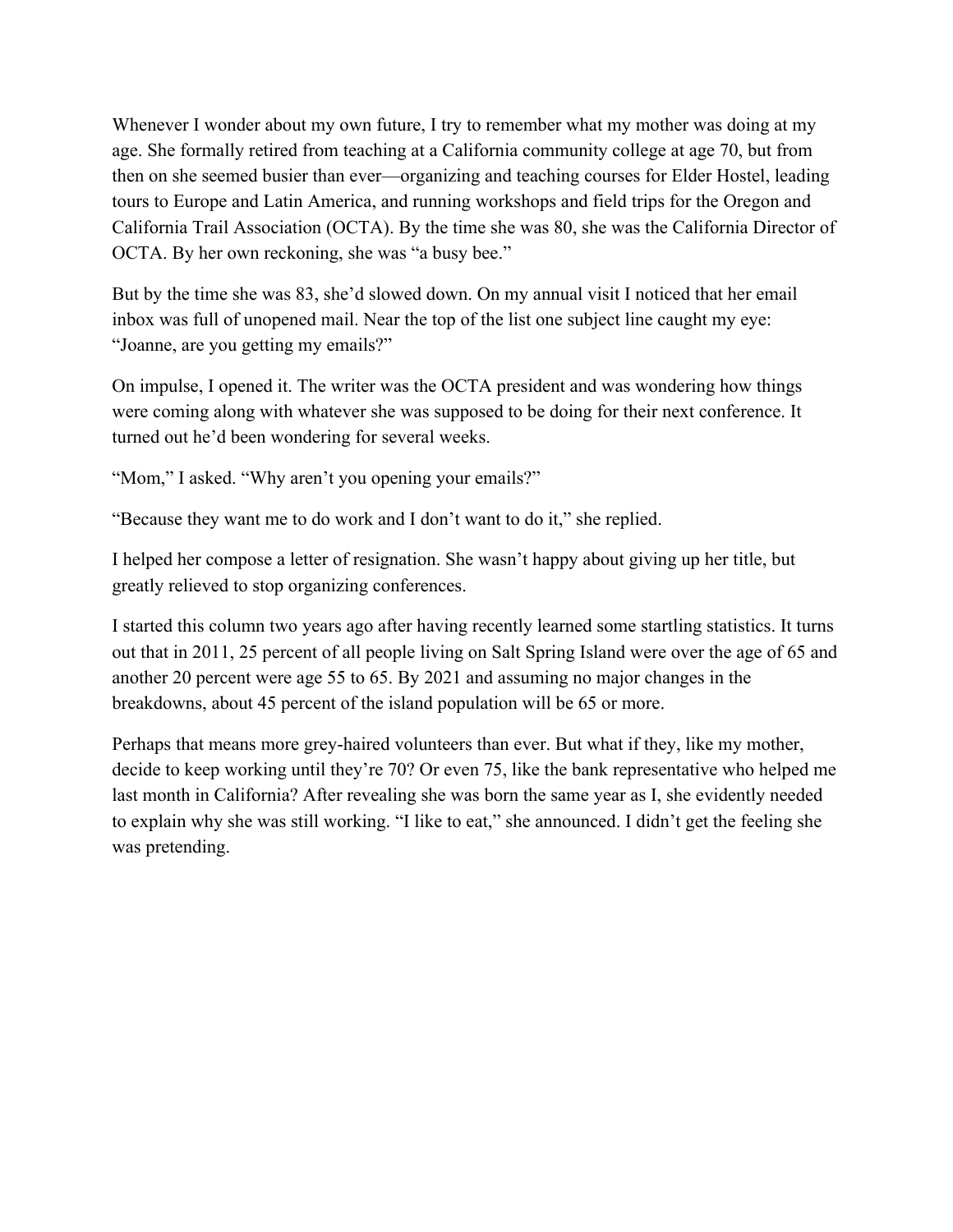Whenever I wonder about my own future, I try to remember what my mother was doing at my age. She formally retired from teaching at a California community college at age 70, but from then on she seemed busier than ever—organizing and teaching courses for Elder Hostel, leading tours to Europe and Latin America, and running workshops and field trips for the Oregon and California Trail Association (OCTA). By the time she was 80, she was the California Director of OCTA. By her own reckoning, she was "a busy bee."

But by the time she was 83, she'd slowed down. On my annual visit I noticed that her email inbox was full of unopened mail. Near the top of the list one subject line caught my eye: "Joanne, are you getting my emails?"

On impulse, I opened it. The writer was the OCTA president and was wondering how things were coming along with whatever she was supposed to be doing for their next conference. It turned out he'd been wondering for several weeks.

"Mom," I asked. "Why aren't you opening your emails?"

"Because they want me to do work and I don't want to do it," she replied.

I helped her compose a letter of resignation. She wasn't happy about giving up her title, but greatly relieved to stop organizing conferences.

I started this column two years ago after having recently learned some startling statistics. It turns out that in 2011, 25 percent of all people living on Salt Spring Island were over the age of 65 and another 20 percent were age 55 to 65. By 2021 and assuming no major changes in the breakdowns, about 45 percent of the island population will be 65 or more.

Perhaps that means more grey-haired volunteers than ever. But what if they, like my mother, decide to keep working until they're 70? Or even 75, like the bank representative who helped me last month in California? After revealing she was born the same year as I, she evidently needed to explain why she was still working. "I like to eat," she announced. I didn't get the feeling she was pretending.